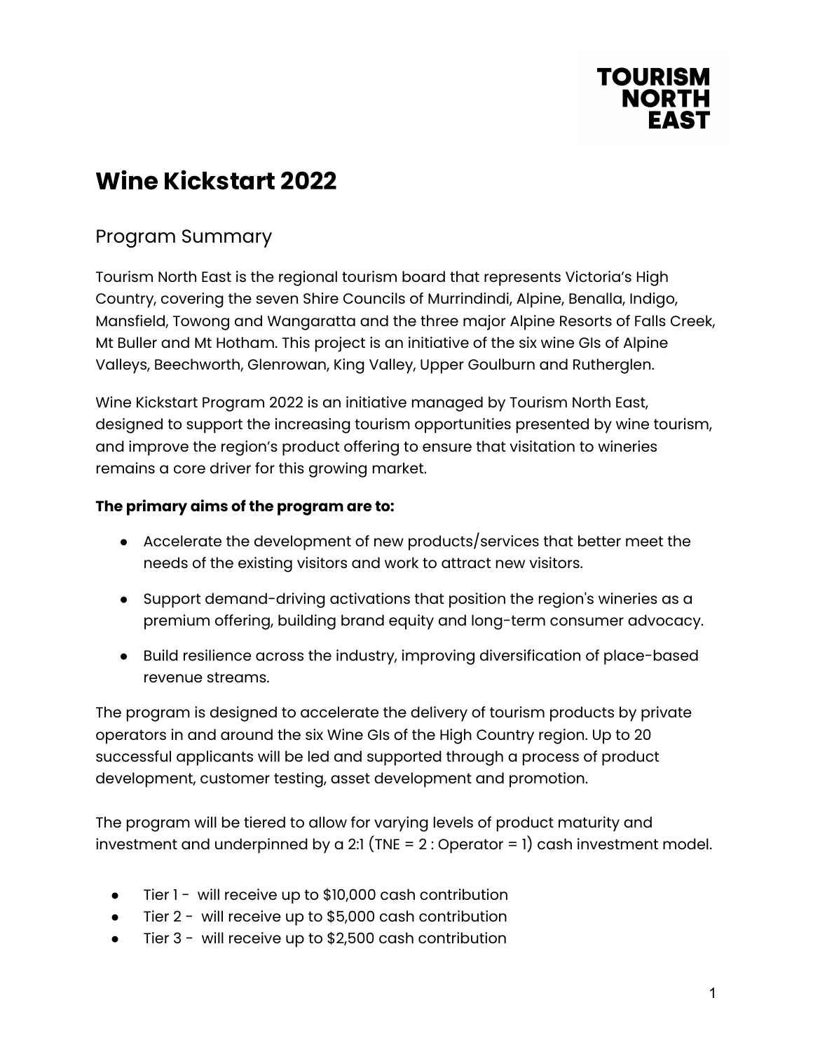TOURISM NORTH EAST

# Wine Kickstart 2022

## Program Summary

Tourism North East is the regional tourism board that represents Victoria's High Country, covering the seven Shire Councils of Murrindindi, Alpine, Benalla, Indigo, Mansfield, Towong and Wangaratta and the three major Alpine Resorts of Falls Creek, Mt Buller and Mt Hotham. This project is an initiative of the six wine GIs of Alpine Valleys, Beechworth, Glenrowan, King Valley, Upper Goulburn and Rutherglen.

Wine Kickstart Program 2022 is an initiative managed by Tourism North East, designed to support the increasing tourism opportunities presented by wine tourism, and improve the region's product offering to ensure that visitation to wineries remains a core driver for this growing market.

**The primary aims of the program are to:**

- Accelerate the development of new products/services that better meet the needs of the existing visitors and work to attract new visitors.
- Support demand-driving activations that position the region's wineries as a premium offering, building brand equity and long-term consumer advocacy.
- Build resilience across the industry, improving diversification of place-based revenue streams.

The program is designed to accelerate the delivery of tourism products by private operators in and around the six Wine GIs of the High Country region. Up to 20 successful applicants will be led and supported through a process of product development, customer testing, asset development and promotion.

The program will be tiered to allow for varying levels of product maturity and investment and underpinned by a 2:1 (TNE = 2 : Operator = 1) cash investment model.

- Tier 1 - will receive up to $10,000 cash contribution
- Tier 2 - will receive up to $5,000 cash contribution
- Tier 3 - will receive up to $2,500 cash contribution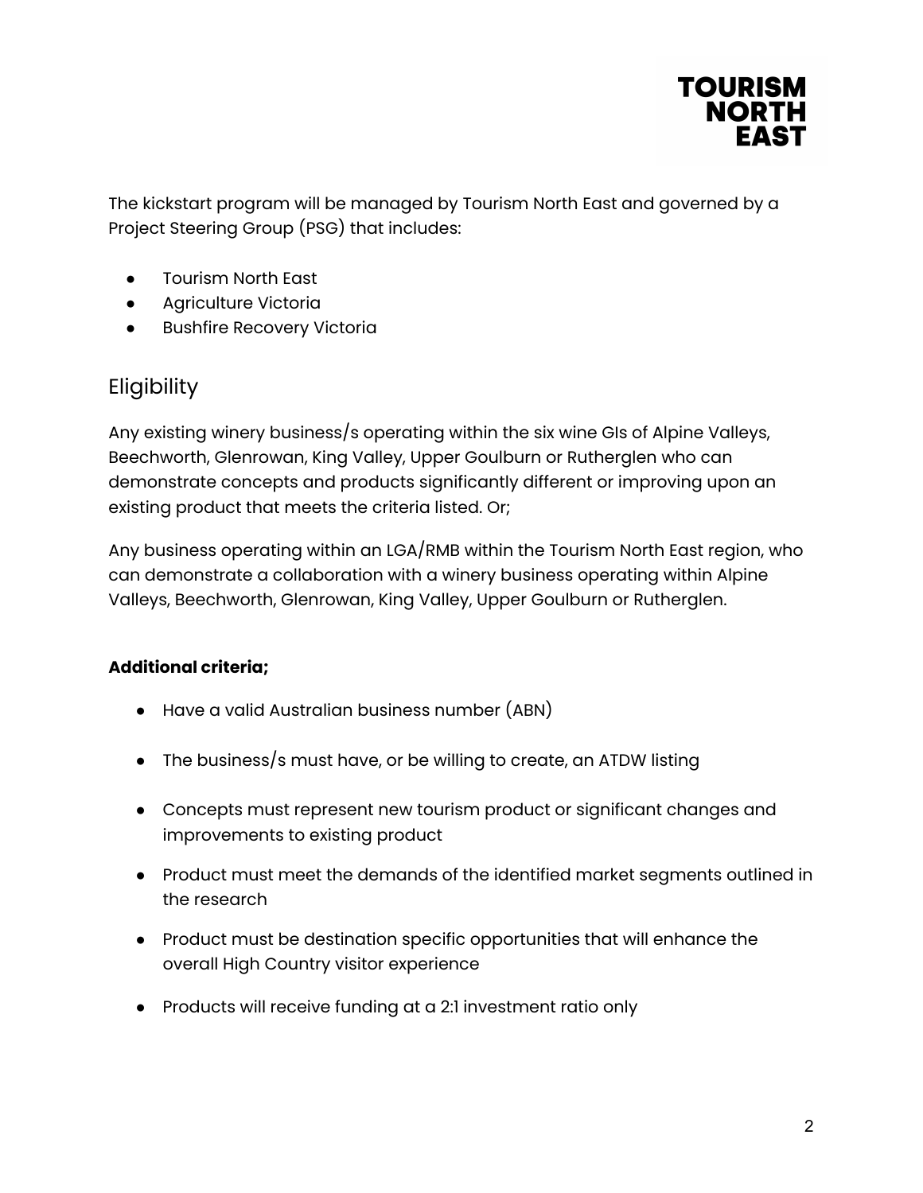The kickstart program will be managed by Tourism North East and governed by a Project Steering Group (PSG) that includes:

- Tourism North East
- Agriculture Victoria
- Bushfire Recovery Victoria

## Eligibility

Any existing winery business/s operating within the six wine GIs of Alpine Valleys, Beechworth, Glenrowan, King Valley, Upper Goulburn or Rutherglen who can demonstrate concepts and products significantly different or improving upon an existing product that meets the criteria listed. Or;

Any business operating within an LGA/RMB within the Tourism North East region, who can demonstrate a collaboration with a winery business operating within Alpine Valleys, Beechworth, Glenrowan, King Valley, Upper Goulburn or Rutherglen.

**Additional criteria;**

- Have a valid Australian business number (ABN)
- The business/s must have, or be willing to create, an ATDW listing
- Concepts must represent new tourism product or significant changes and improvements to existing product
- Product must meet the demands of the identified market segments outlined in the research
- Product must be destination specific opportunities that will enhance the overall High Country visitor experience
- Products will receive funding at a 2:1 investment ratio only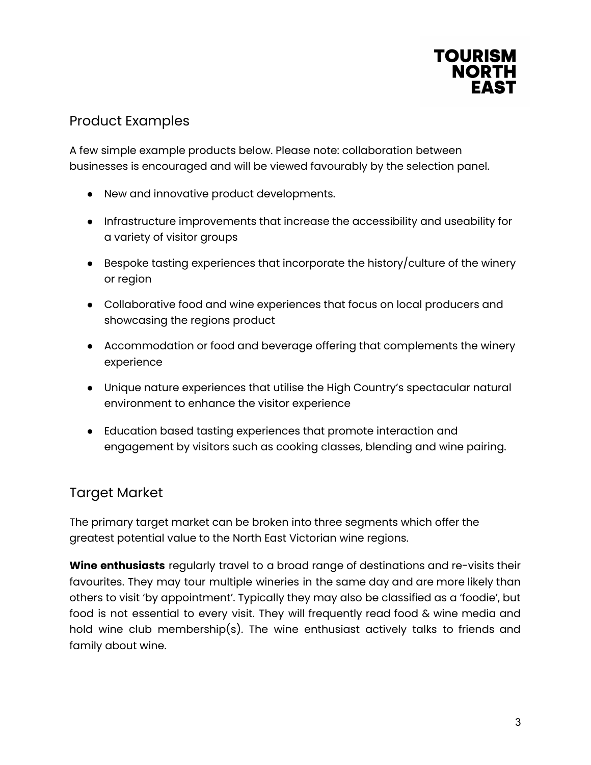## Product Examples

A few simple example products below. Please note: collaboration between businesses is encouraged and will be viewed favourably by the selection panel.

- New and innovative product developments.
- Infrastructure improvements that increase the accessibility and useability for a variety of visitor groups
- Bespoke tasting experiences that incorporate the history/culture of the winery or region
- Collaborative food and wine experiences that focus on local producers and showcasing the regions product
- Accommodation or food and beverage offering that complements the winery experience
- Unique nature experiences that utilise the High Country's spectacular natural environment to enhance the visitor experience
- Education based tasting experiences that promote interaction and engagement by visitors such as cooking classes, blending and wine pairing.

## Target Market

The primary target market can be broken into three segments which offer the greatest potential value to the North East Victorian wine regions.

**Wine enthusiasts** regularly travel to a broad range of destinations and re-visits their favourites. They may tour multiple wineries in the same day and are more likely than others to visit 'by appointment'. Typically they may also be classified as a 'foodie', but food is not essential to every visit. They will frequently read food & wine media and hold wine club membership(s). The wine enthusiast actively talks to friends and family about wine.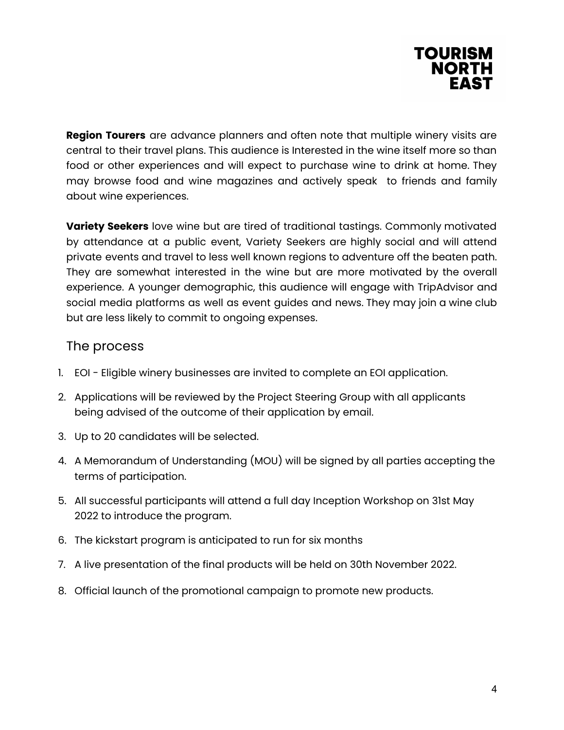**Region Tourers** are advance planners and often note that multiple winery visits are central to their travel plans. This audience is Interested in the wine itself more so than food or other experiences and will expect to purchase wine to drink at home. They may browse food and wine magazines and actively speak to friends and family about wine experiences.

**Variety Seekers** love wine but are tired of traditional tastings. Commonly motivated by attendance at a public event, Variety Seekers are highly social and will attend private events and travel to less well known regions to adventure off the beaten path. They are somewhat interested in the wine but are more motivated by the overall experience. A younger demographic, this audience will engage with TripAdvisor and social media platforms as well as event guides and news. They may join a wine club but are less likely to commit to ongoing expenses.

## The process

1. EOI - Eligible winery businesses are invited to complete an EOI application.
2. Applications will be reviewed by the Project Steering Group with all applicants being advised of the outcome of their application by email.
3. Up to 20 candidates will be selected.
4. A Memorandum of Understanding (MOU) will be signed by all parties accepting the terms of participation.
5. All successful participants will attend a full day Inception Workshop on 31st May 2022 to introduce the program.
6. The kickstart program is anticipated to run for six months
7. A live presentation of the final products will be held on 30th November 2022.
8. Official launch of the promotional campaign to promote new products.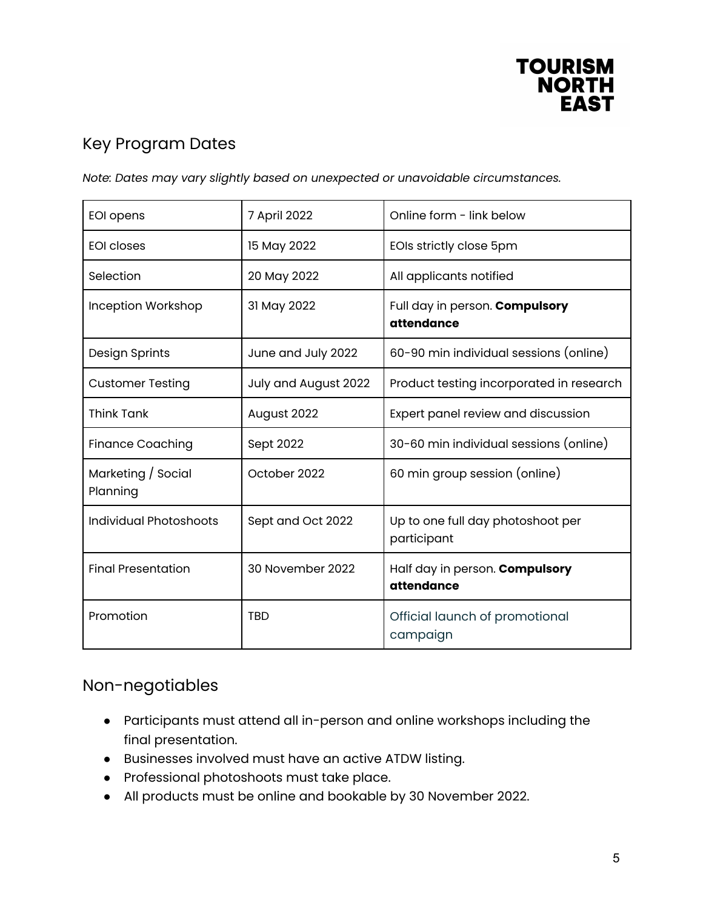## Key Program Dates

*Note: Dates may vary slightly based on unexpected or unavoidable circumstances.*

| | | |
|---|---|---|
| EOI opens | 7 April 2022 | Online form - link below |
| EOI closes | 15 May 2022 | EOIs strictly close 5pm |
| Selection | 20 May 2022 | All applicants notified |
| Inception Workshop | 31 May 2022 | Full day in person. **Compulsory attendance** |
| Design Sprints | June and July 2022 | 60-90 min individual sessions (online) |
| Customer Testing | July and August 2022 | Product testing incorporated in research |
| Think Tank | August 2022 | Expert panel review and discussion |
| Finance Coaching | Sept 2022 | 30-60 min individual sessions (online) |
| Marketing / Social Planning | October 2022 | 60 min group session (online) |
| Individual Photoshoots | Sept and Oct 2022 | Up to one full day photoshoot per participant |
| Final Presentation | 30 November 2022 | Half day in person. **Compulsory attendance** |
| Promotion | TBD | Official launch of promotional campaign |

## Non-negotiables

- Participants must attend all in-person and online workshops including the final presentation.
- Businesses involved must have an active ATDW listing.
- Professional photoshoots must take place.
- All products must be online and bookable by 30 November 2022.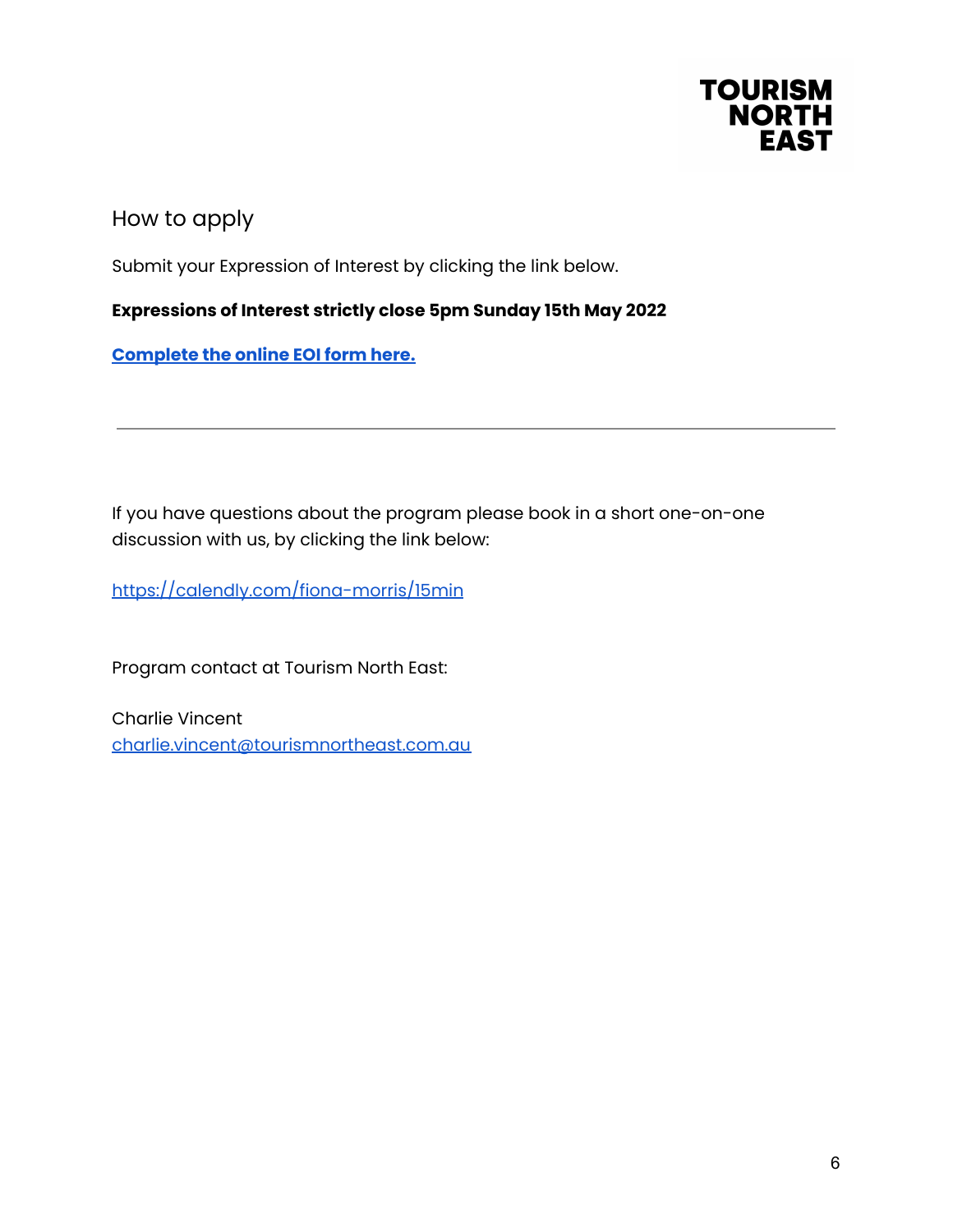TOURISM NORTH EAST

## How to apply

Submit your Expression of Interest by clicking the link below.

**Expressions of Interest strictly close 5pm Sunday 15th May 2022**

**Complete the online EOI form here.**

---

If you have questions about the program please book in a short one-on-one discussion with us, by clicking the link below:

https://calendly.com/fiona-morris/15min

Program contact at Tourism North East:

Charlie Vincent
charlie.vincent@tourismnortheast.com.au